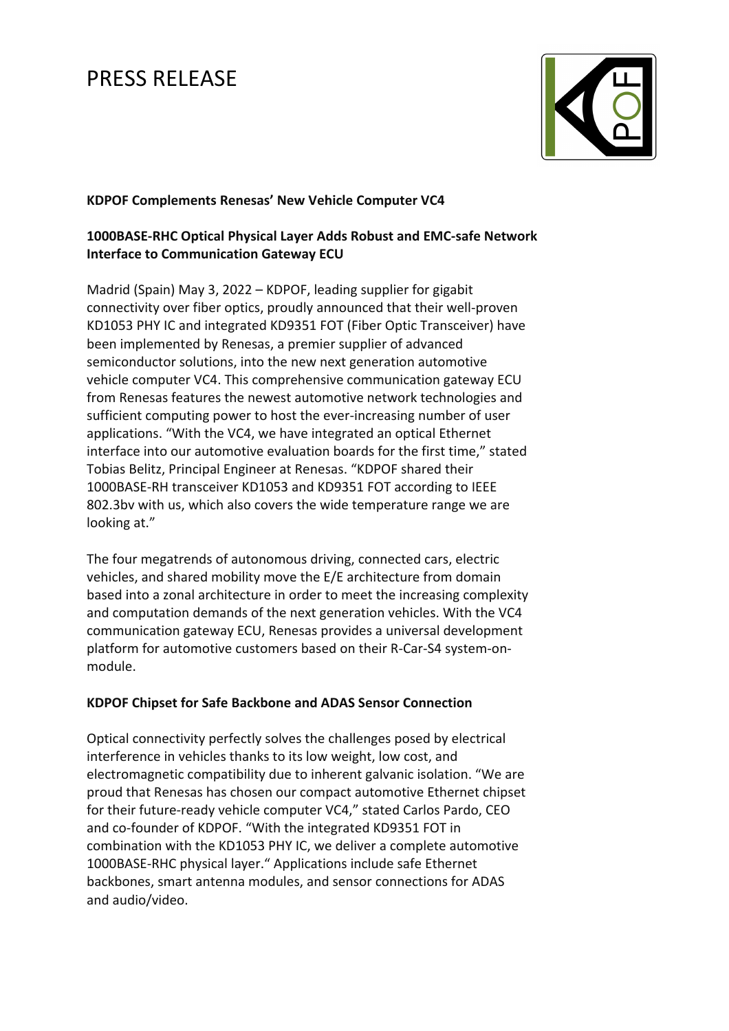# PRESS RELEASE

**KDPOF Complements Renesas' New Vehicle Computer VC4**

**1000BASE-RHC Optical Physical Layer Adds Robust and EMC-safe Network Interface to Communication Gateway ECU**

Madrid (Spain) May 3, 2022 – KDPOF, leading supplier for gigabit connectivity over fiber optics, proudly announced that their well-proven KD1053 PHY IC and integrated KD9351 FOT (Fiber Optic Transceiver) have been implemented by Renesas, a premier supplier of advanced semiconductor solutions, into the new next generation automotive vehicle computer VC4. This comprehensive communication gateway ECU from Renesas features the newest automotive network technologies and sufficient computing power to host the ever-increasing number of user applications. "With the VC4, we have integrated an optical Ethernet interface into our automotive evaluation boards for the first time," stated Tobias Belitz, Principal Engineer at Renesas. "KDPOF shared their 1000BASE-RH transceiver KD1053 and KD9351 FOT according to IEEE 802.3bv with us, which also covers the wide temperature range we are looking at."

The four megatrends of autonomous driving, connected cars, electric vehicles, and shared mobility move the E/E architecture from domain based into a zonal architecture in order to meet the increasing complexity and computation demands of the next generation vehicles. With the VC4 communication gateway ECU, Renesas provides a universal development platform for automotive customers based on their R-Car-S4 system-on-module.

**KDPOF Chipset for Safe Backbone and ADAS Sensor Connection**

Optical connectivity perfectly solves the challenges posed by electrical interference in vehicles thanks to its low weight, low cost, and electromagnetic compatibility due to inherent galvanic isolation. "We are proud that Renesas has chosen our compact automotive Ethernet chipset for their future-ready vehicle computer VC4," stated Carlos Pardo, CEO and co-founder of KDPOF. "With the integrated KD9351 FOT in combination with the KD1053 PHY IC, we deliver a complete automotive 1000BASE-RHC physical layer." Applications include safe Ethernet backbones, smart antenna modules, and sensor connections for ADAS and audio/video.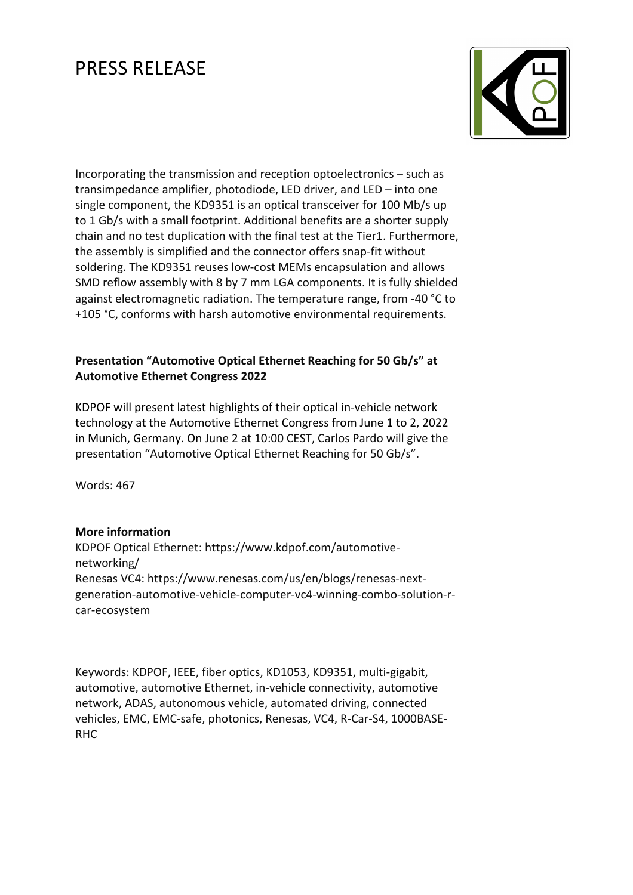# PRESS RELEASE

Incorporating the transmission and reception optoelectronics – such as transimpedance amplifier, photodiode, LED driver, and LED – into one single component, the KD9351 is an optical transceiver for 100 Mb/s up to 1 Gb/s with a small footprint. Additional benefits are a shorter supply chain and no test duplication with the final test at the Tier1. Furthermore, the assembly is simplified and the connector offers snap-fit without soldering. The KD9351 reuses low-cost MEMs encapsulation and allows SMD reflow assembly with 8 by 7 mm LGA components. It is fully shielded against electromagnetic radiation. The temperature range, from -40 °C to +105 °C, conforms with harsh automotive environmental requirements.

**Presentation "Automotive Optical Ethernet Reaching for 50 Gb/s" at Automotive Ethernet Congress 2022**

KDPOF will present latest highlights of their optical in-vehicle network technology at the Automotive Ethernet Congress from June 1 to 2, 2022 in Munich, Germany. On June 2 at 10:00 CEST, Carlos Pardo will give the presentation "Automotive Optical Ethernet Reaching for 50 Gb/s".

Words: 467

**More information**

KDPOF Optical Ethernet: https://www.kdpof.com/automotive-networking/

Renesas VC4: https://www.renesas.com/us/en/blogs/renesas-next-generation-automotive-vehicle-computer-vc4-winning-combo-solution-r-car-ecosystem

Keywords: KDPOF, IEEE, fiber optics, KD1053, KD9351, multi-gigabit, automotive, automotive Ethernet, in-vehicle connectivity, automotive network, ADAS, autonomous vehicle, automated driving, connected vehicles, EMC, EMC-safe, photonics, Renesas, VC4, R-Car-S4, 1000BASE-RHC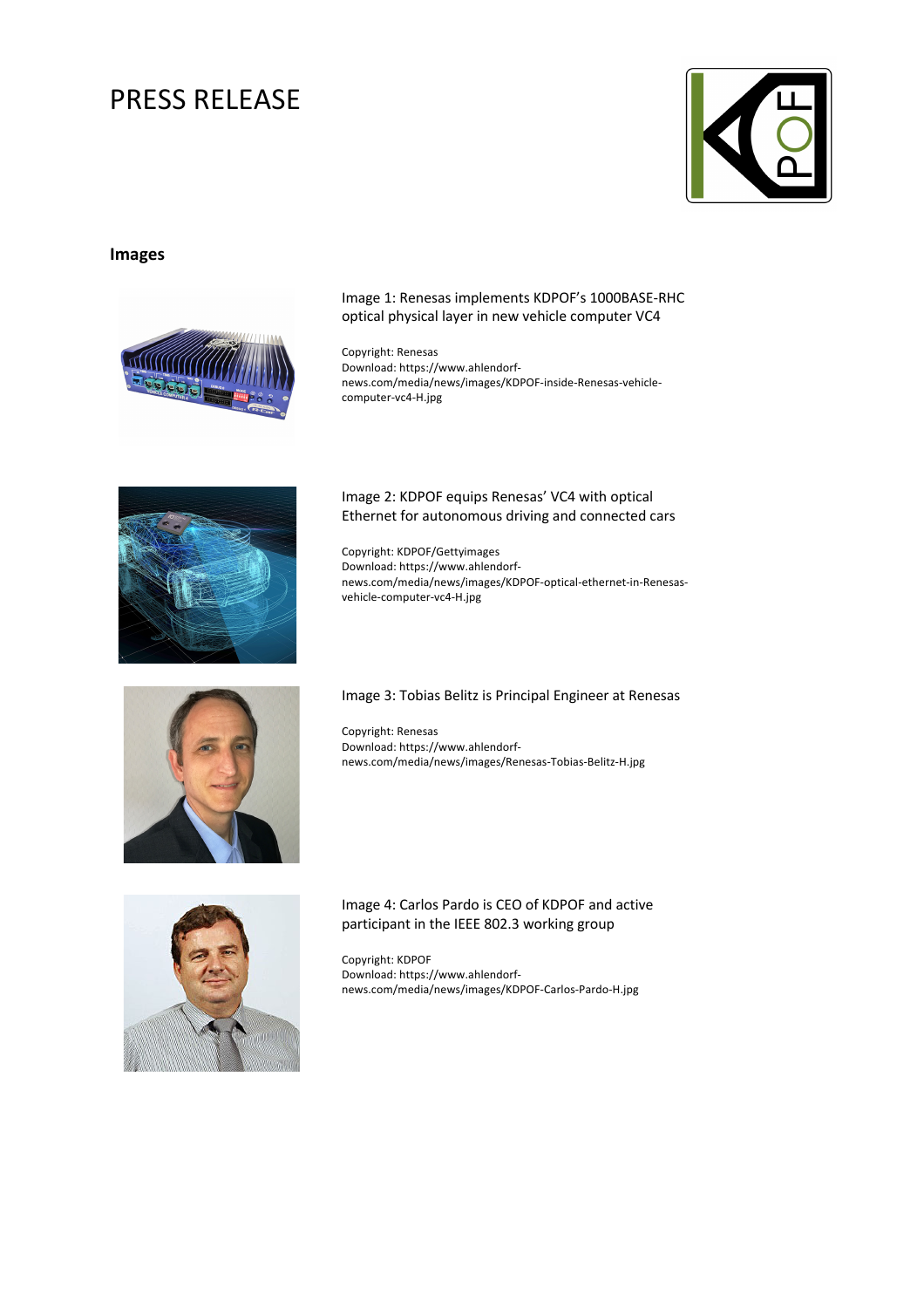# PRESS RELEASE

## Images

Image 1: Renesas implements KDPOF's 1000BASE-RHC optical physical layer in new vehicle computer VC4

Copyright: Renesas
Download: https://www.ahlendorf-news.com/media/news/images/KDPOF-inside-Renesas-vehicle-computer-vc4-H.jpg

Image 2: KDPOF equips Renesas' VC4 with optical Ethernet for autonomous driving and connected cars

Copyright: KDPOF/Gettyimages
Download: https://www.ahlendorf-news.com/media/news/images/KDPOF-optical-ethernet-in-Renesas-vehicle-computer-vc4-H.jpg

Image 3: Tobias Belitz is Principal Engineer at Renesas

Copyright: Renesas
Download: https://www.ahlendorf-news.com/media/news/images/Renesas-Tobias-Belitz-H.jpg

Image 4: Carlos Pardo is CEO of KDPOF and active participant in the IEEE 802.3 working group

Copyright: KDPOF
Download: https://www.ahlendorf-news.com/media/news/images/KDPOF-Carlos-Pardo-H.jpg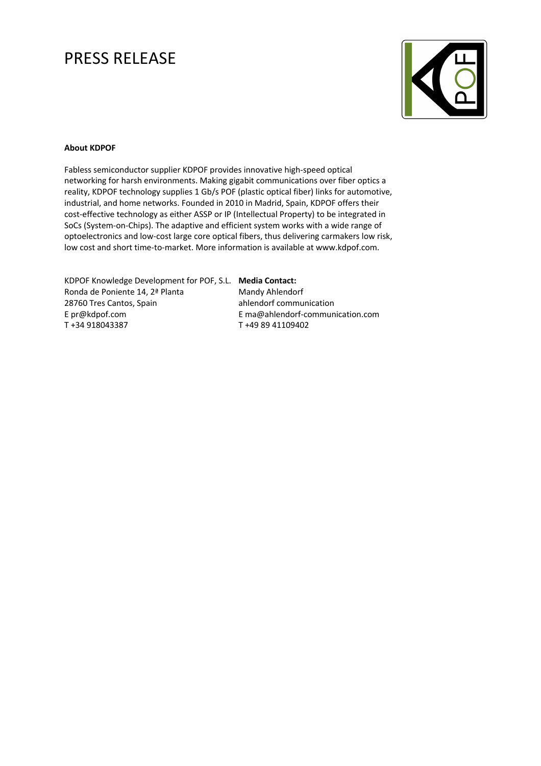# PRESS RELEASE

**About KDPOF**

Fabless semiconductor supplier KDPOF provides innovative high-speed optical networking for harsh environments. Making gigabit communications over fiber optics a reality, KDPOF technology supplies 1 Gb/s POF (plastic optical fiber) links for automotive, industrial, and home networks. Founded in 2010 in Madrid, Spain, KDPOF offers their cost-effective technology as either ASSP or IP (Intellectual Property) to be integrated in SoCs (System-on-Chips). The adaptive and efficient system works with a wide range of optoelectronics and low-cost large core optical fibers, thus delivering carmakers low risk, low cost and short time-to-market. More information is available at www.kdpof.com.

KDPOF Knowledge Development for POF, S.L.
Ronda de Poniente 14, 2ª Planta
28760 Tres Cantos, Spain
E pr@kdpof.com
T +34 918043387

**Media Contact:**
Mandy Ahlendorf
ahlendorf communication
E ma@ahlendorf-communication.com
T +49 89 41109402